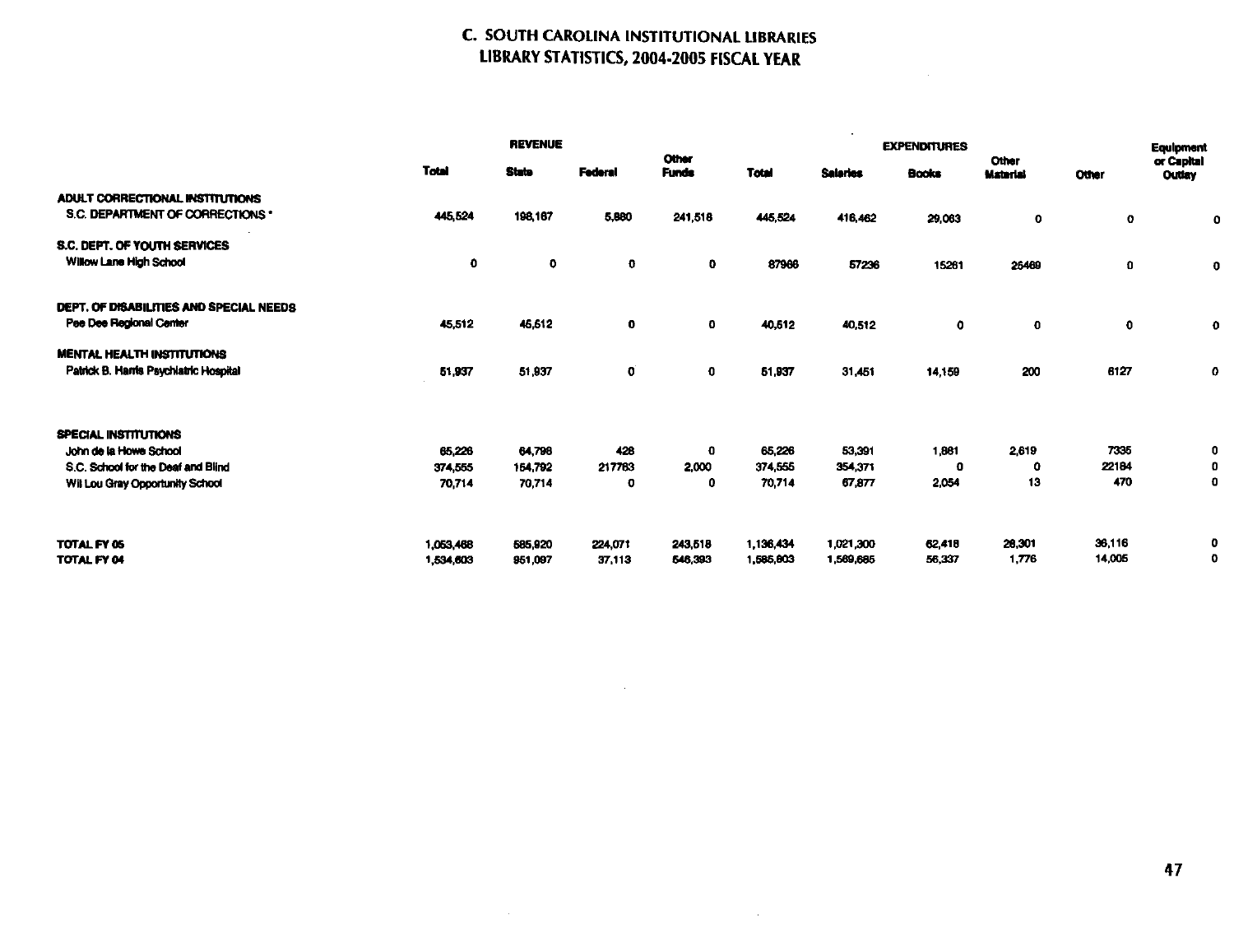# C. SOUTH CAROLINA INSTITUTIONAL LIBRARIES
## LIBRARY STATISTICS, 2004-2005 FISCAL YEAR

| | REVENUE | | | | EXPENDITURES | | | | | |
|---|---|---|---|---|---|---|---|---|---|---|
| | Total | State | Federal | Other Funds | Total | Salaries | Books | Other Material | Other | Equipment or Capital Outlay |
| **ADULT CORRECTIONAL INSTITUTIONS** | | | | | | | | | | |
| S.C. DEPARTMENT OF CORRECTIONS * | 445,524 | 198,167 | 5,880 | 241,518 | 445,524 | 416,462 | 29,063 | 0 | 0 | 0 |
| **S.C. DEPT. OF YOUTH SERVICES** | | | | | | | | | | |
| Willow Lane High School | 0 | 0 | 0 | 0 | 87966 | 57236 | 15261 | 25469 | 0 | 0 |
| **DEPT. OF DISABILITIES AND SPECIAL NEEDS** | | | | | | | | | | |
| Pee Dee Regional Center | 45,512 | 45,512 | 0 | 0 | 40,512 | 40,512 | 0 | 0 | 0 | 0 |
| **MENTAL HEALTH INSTITUTIONS** | | | | | | | | | | |
| Patrick B. Harris Psychiatric Hospital | 51,937 | 51,937 | 0 | 0 | 51,937 | 31,451 | 14,159 | 200 | 6127 | 0 |
| **SPECIAL INSTITUTIONS** | | | | | | | | | | |
| John de la Howe School | 65,226 | 64,798 | 428 | 0 | 65,226 | 53,391 | 1,881 | 2,619 | 7335 | 0 |
| S.C. School for the Deaf and Blind | 374,555 | 154,792 | 217763 | 2,000 | 374,555 | 354,371 | 0 | 0 | 22184 | 0 |
| Wil Lou Gray Opportunity School | 70,714 | 70,714 | 0 | 0 | 70,714 | 67,877 | 2,054 | 13 | 470 | 0 |
| **TOTAL FY 05** | 1,053,468 | 585,920 | 224,071 | 243,518 | 1,136,434 | 1,021,300 | 62,418 | 28,301 | 36,116 | 0 |
| **TOTAL FY 04** | 1,534,603 | 951,097 | 37,113 | 546,393 | 1,585,603 | 1,569,685 | 56,337 | 1,776 | 14,005 | 0 |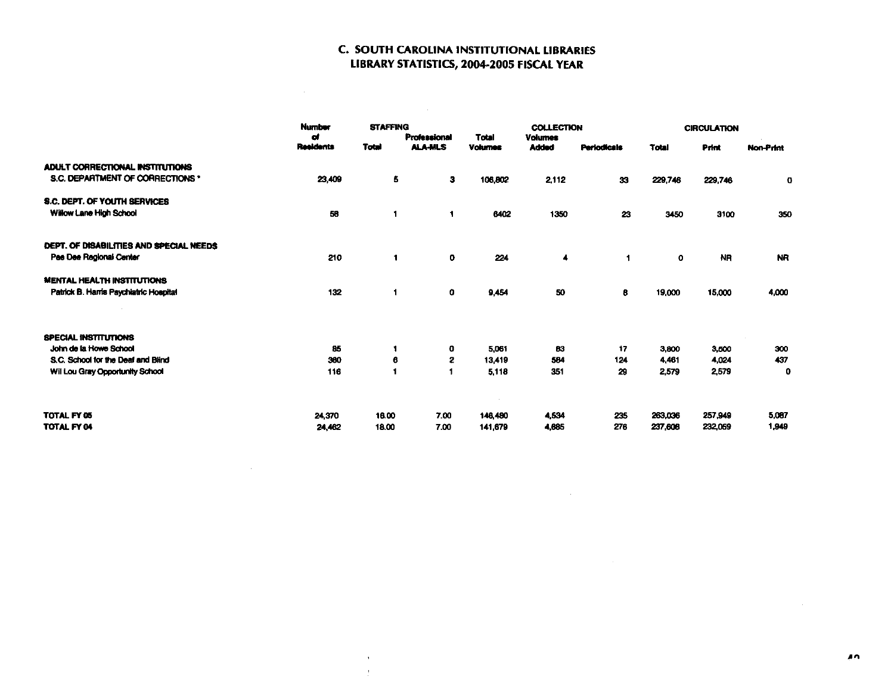# C. SOUTH CAROLINA INSTITUTIONAL LIBRARIES
## LIBRARY STATISTICS, 2004-2005 FISCAL YEAR

| | Number of Residents | STAFFING Total | Professional ALA-MLS | Total Volumes | COLLECTION Volumes Added | Periodicals | CIRCULATION Total | Print | Non-Print |
|---|---|---|---|---|---|---|---|---|---|
| **ADULT CORRECTIONAL INSTITUTIONS** | | | | | | | | | |
| S.C. DEPARTMENT OF CORRECTIONS * | 23,409 | 5 | 3 | 106,802 | 2,112 | 33 | 229,746 | 229,746 | 0 |
| **S.C. DEPT. OF YOUTH SERVICES** | | | | | | | | | |
| Willow Lane High School | 58 | 1 | 1 | 6402 | 1350 | 23 | 3450 | 3100 | 350 |
| **DEPT. OF DISABILITIES AND SPECIAL NEEDS** | | | | | | | | | |
| Pee Dee Regional Center | 210 | 1 | 0 | 224 | 4 | 1 | 0 | NR | NR |
| **MENTAL HEALTH INSTITUTIONS** | | | | | | | | | |
| Patrick B. Harris Psychiatric Hospital | 132 | 1 | 0 | 9,454 | 50 | 8 | 19,000 | 15,000 | 4,000 |
| **SPECIAL INSTITUTIONS** | | | | | | | | | |
| John de la Howe School | 85 | 1 | 0 | 5,061 | 83 | 17 | 3,800 | 3,500 | 300 |
| S.C. School for the Deaf and Blind | 360 | 6 | 2 | 13,419 | 584 | 124 | 4,461 | 4,024 | 437 |
| Wil Lou Gray Opportunity School | 116 | 1 | 1 | 5,118 | 351 | 29 | 2,579 | 2,579 | 0 |
| **TOTAL FY 05** | 24,370 | 16.00 | 7.00 | 146,480 | 4,534 | 235 | 263,036 | 257,949 | 5,087 |
| **TOTAL FY 04** | 24,462 | 18.00 | 7.00 | 141,679 | 4,685 | 276 | 237,608 | 232,059 | 1,949 |